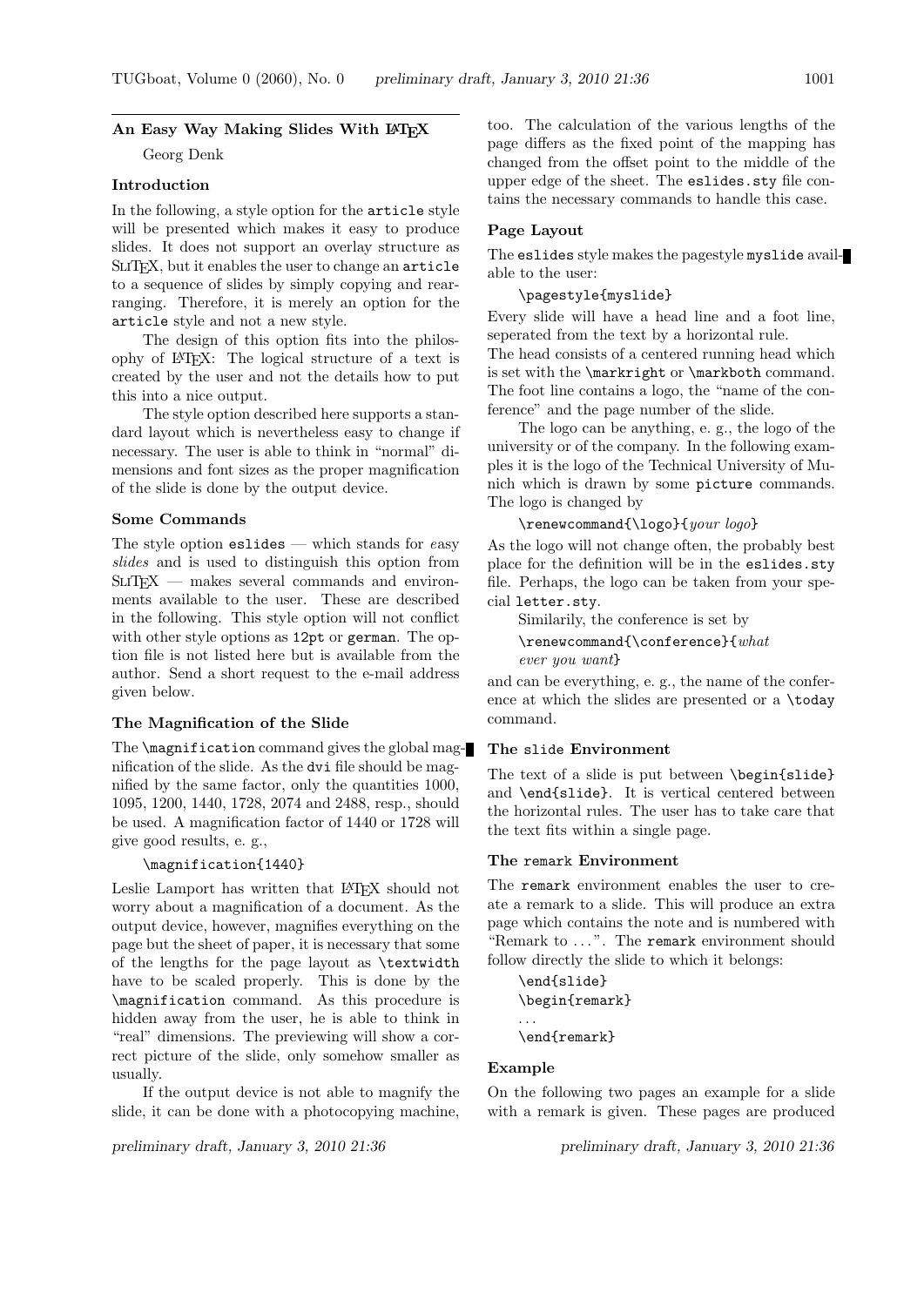# An Easy Way Making Slides With LaTeX

Georg Denk

## Introduction

In the following, a style option for the `article` style will be presented which makes it easy to produce slides. It does not support an overlay structure as SliTeX, but it enables the user to change an `article` to a sequence of slides by simply copying and rearranging. Therefore, it is merely an option for the `article` style and not a new style.

The design of this option fits into the philosophy of LaTeX: The logical structure of a text is created by the user and not the details how to put this into a nice output.

The style option described here supports a standard layout which is nevertheless easy to change if necessary. The user is able to think in "normal" dimensions and font sizes as the proper magnification of the slide is done by the output device.

## Some Commands

The style option `eslides` — which stands for *e*asy *slides* and is used to distinguish this option from SliTeX — makes several commands and environments available to the user. These are described in the following. This style option will not conflict with other style options as `12pt` or `german`. The option file is not listed here but is available from the author. Send a short request to the e-mail address given below.

## The Magnification of the Slide

The `\magnification` command gives the global magnification of the slide. As the `dvi` file should be magnified by the same factor, only the quantities 1000, 1095, 1200, 1440, 1728, 2074 and 2488, resp., should be used. A magnification factor of 1440 or 1728 will give good results, e. g.,

```
\magnification{1440}
```

Leslie Lamport has written that LaTeX should not worry about a magnification of a document. As the output device, however, magnifies everything on the page but the sheet of paper, it is necessary that some of the lengths for the page layout as `\textwidth` have to be scaled properly. This is done by the `\magnification` command. As this procedure is hidden away from the user, he is able to think in "real" dimensions. The previewing will show a correct picture of the slide, only somehow smaller as usually.

If the output device is not able to magnify the slide, it can be done with a photocopying machine, too. The calculation of the various lengths of the page differs as the fixed point of the mapping has changed from the offset point to the middle of the upper edge of the sheet. The `eslides.sty` file contains the necessary commands to handle this case.

## Page Layout

The `eslides` style makes the pagestyle `myslide` available to the user:

```
\pagestyle{myslide}
```

Every slide will have a head line and a foot line, seperated from the text by a horizontal rule.
The head consists of a centered running head which is set with the `\markright` or `\markboth` command. The foot line contains a logo, the "name of the conference" and the page number of the slide.

The logo can be anything, e. g., the logo of the university or of the company. In the following examples it is the logo of the Technical University of Munich which is drawn by some `picture` commands. The logo is changed by

`\renewcommand{\logo}{`*your logo*`}`

As the logo will not change often, the probably best place for the definition will be in the `eslides.sty` file. Perhaps, the logo can be taken from your special `letter.sty`.

Similarily, the conference is set by

`\renewcommand{\conference}{`*what ever you want*`}`

and can be everything, e. g., the name of the conference at which the slides are presented or a `\today` command.

## The `slide` Environment

The text of a slide is put between `\begin{slide}` and `\end{slide}`. It is vertical centered between the horizontal rules. The user has to take care that the text fits within a single page.

## The `remark` Environment

The `remark` environment enables the user to create a remark to a slide. This will produce an extra page which contains the note and is numbered with "Remark to ...". The `remark` environment should follow directly the slide to which it belongs:

```
\end{slide}
\begin{remark}
...
\end{remark}
```

## Example

On the following two pages an example for a slide with a remark is given. These pages are produced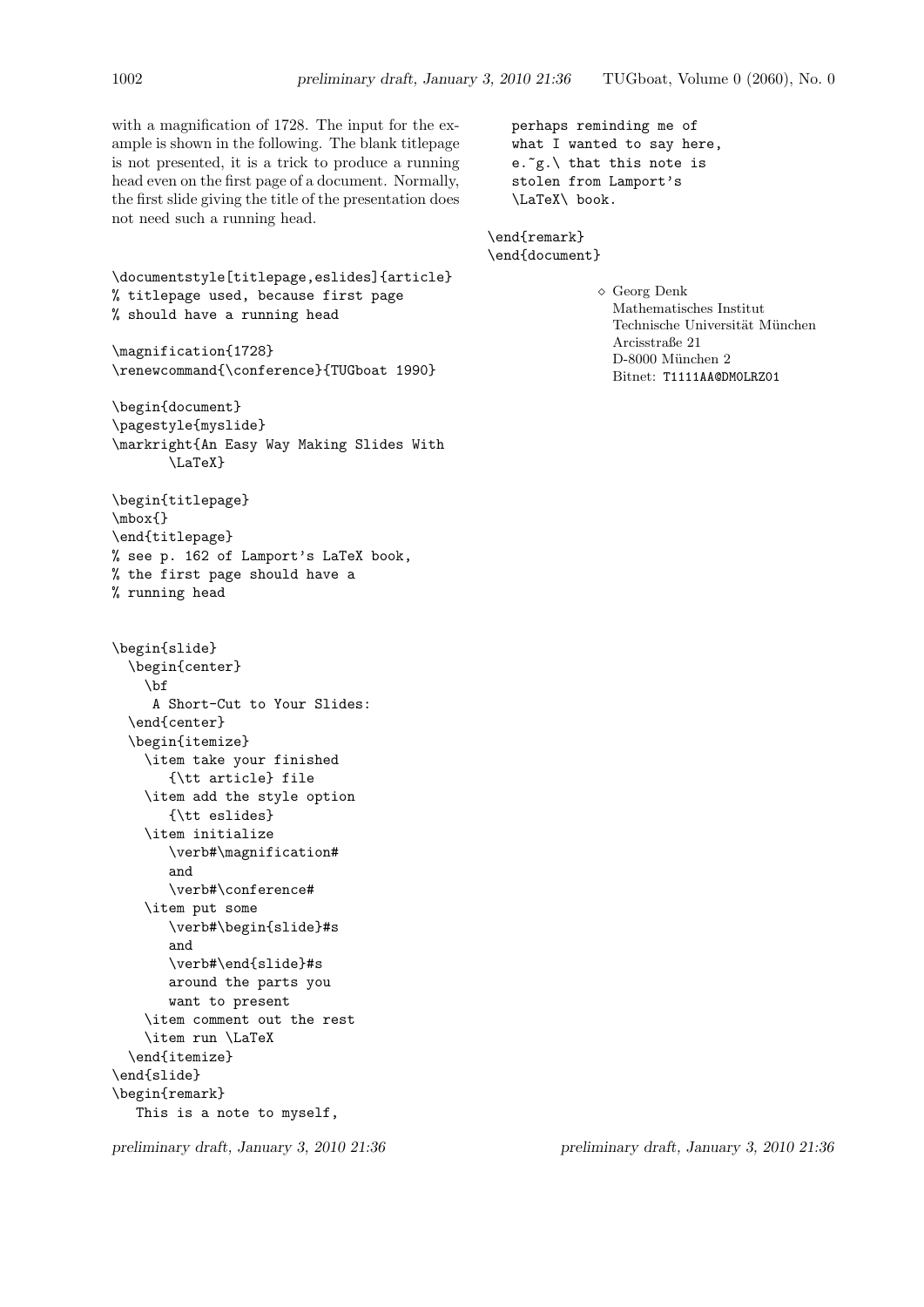with a magnification of 1728. The input for the example is shown in the following. The blank titlepage is not presented, it is a trick to produce a running head even on the first page of a document. Normally, the first slide giving the title of the presentation does not need such a running head.

```
\documentstyle[titlepage,eslides]{article}
% titlepage used, because first page
% should have a running head

\magnification{1728}
\renewcommand{\conference}{TUGboat 1990}

\begin{document}
\pagestyle{myslide}
\markright{An Easy Way Making Slides With
       \LaTeX}

\begin{titlepage}
\mbox{}
\end{titlepage}
% see p. 162 of Lamport's LaTeX book,
% the first page should have a
% running head


\begin{slide}
  \begin{center}
    \bf
     A Short-Cut to Your Slides:
  \end{center}
  \begin{itemize}
    \item take your finished
       {\tt article} file
    \item add the style option
       {\tt eslides}
    \item initialize
       \verb#\magnification#
       and
       \verb#\conference#
    \item put some
       \verb#\begin{slide}#s
       and
       \verb#\end{slide}#s
       around the parts you
       want to present
    \item comment out the rest
    \item run \LaTeX
  \end{itemize}
\end{slide}
\begin{remark}
   This is a note to myself,
   perhaps reminding me of
   what I wanted to say here,
   e.~g.\ that this note is
   stolen from Lamport's
   \LaTeX\ book.

\end{remark}
\end{document}
```

◇ Georg Denk
Mathematisches Institut
Technische Universität München
Arcisstraße 21
D-8000 München 2
Bitnet: T1111AA@DM0LRZ01